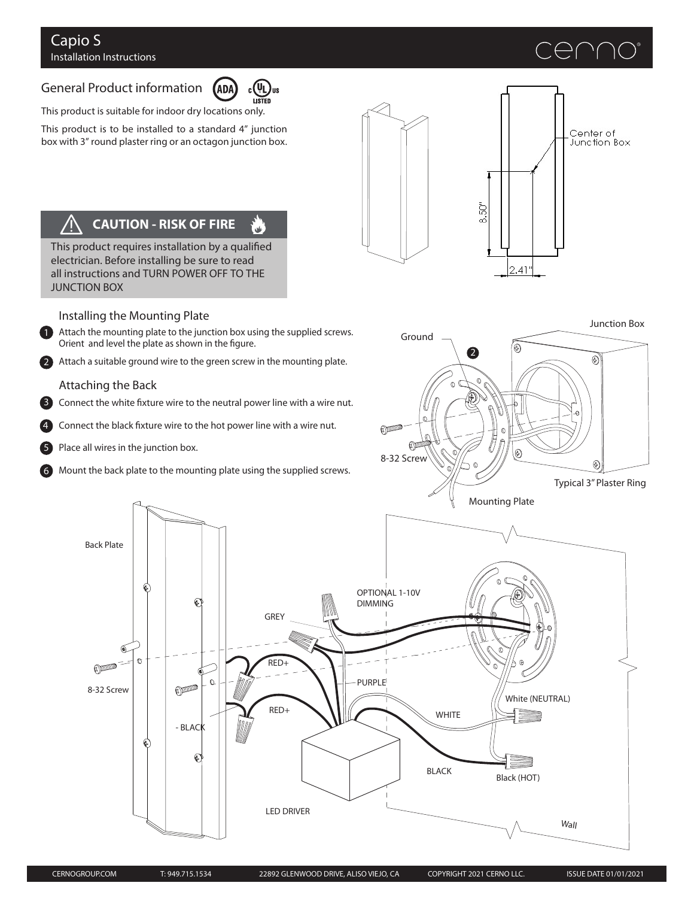# Capio S

Installation Instructions

## General Product information

This product is suitable for indoor dry locations only.

This product is to be installed to a standard 4" junction box with 3" round plaster ring or an octagon junction box.

### CAUTION - RISK OF FIRE

This product requires installation by a qualified electrician. Before installing be sure to read all instructions and TURN POWER OFF TO THE JUNCTION BOX

### Installing the Mounting Plate

1. Attach the mounting plate to the junction box using the supplied screws. Orient and level the plate as shown in the figure.
2. Attach a suitable ground wire to the green screw in the mounting plate.

### Attaching the Back

3. Connect the white fixture wire to the neutral power line with a wire nut.
4. Connect the black fixture wire to the hot power line with a wire nut.
5. Place all wires in the junction box.
6. Mount the back plate to the mounting plate using the supplied screws.

Center of Junction Box

8.50"

2.41"

Junction Box

Ground

8-32 Screw

Typical 3" Plaster Ring

Mounting Plate

Back Plate

OPTIONAL 1-10V DIMMING

GREY

RED+

PURPLE

8-32 Screw

White (NEUTRAL)

WHITE

- BLACK

RED+

BLACK

Black (HOT)

LED DRIVER

Wall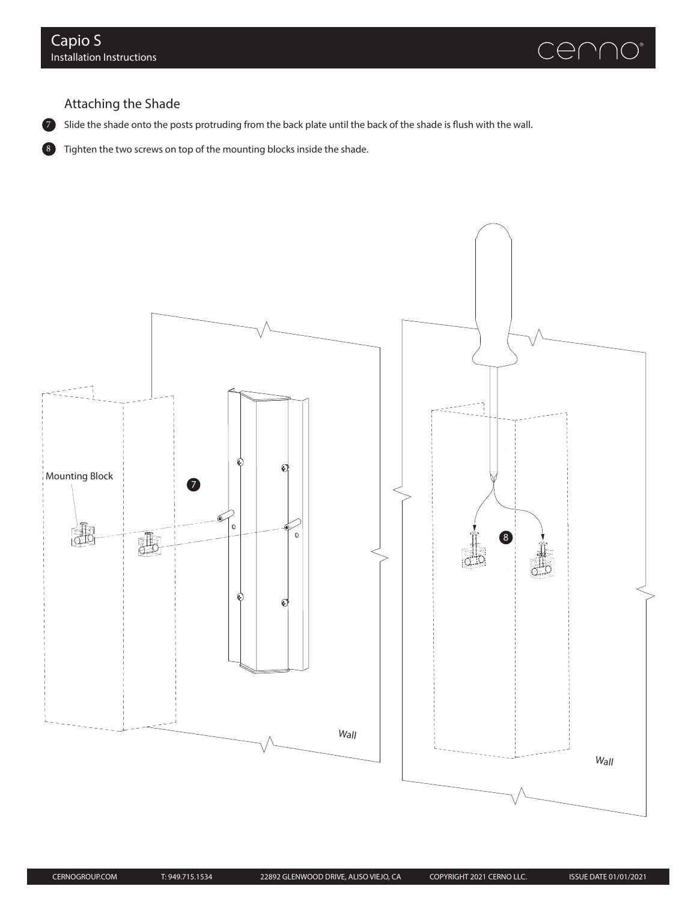## Attaching the Shade

7. Slide the shade onto the posts protruding from the back plate until the back of the shade is flush with the wall.
8. Tighten the two screws on top of the mounting blocks inside the shade.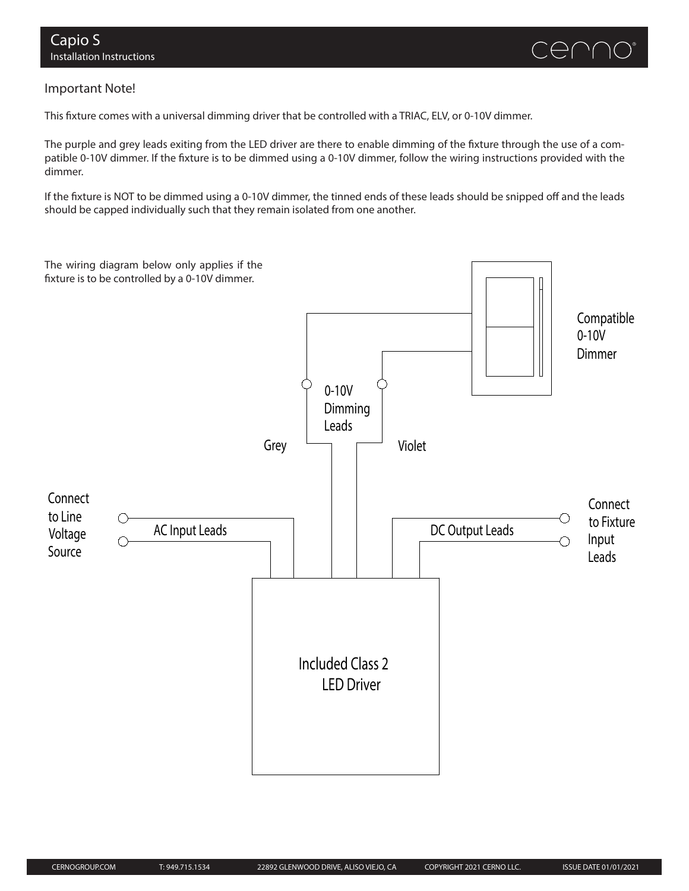# Capio S
Installation Instructions

## Important Note!

This fixture comes with a universal dimming driver that be controlled with a TRIAC, ELV, or 0-10V dimmer.

The purple and grey leads exiting from the LED driver are there to enable dimming of the fixture through the use of a compatible 0-10V dimmer. If the fixture is to be dimmed using a 0-10V dimmer, follow the wiring instructions provided with the dimmer.

If the fixture is NOT to be dimmed using a 0-10V dimmer, the tinned ends of these leads should be snipped off and the leads should be capped individually such that they remain isolated from one another.

The wiring diagram below only applies if the fixture is to be controlled by a 0-10V dimmer.

Compatible 0-10V Dimmer

0-10V Dimming Leads

Grey

Violet

Connect to Line Voltage Source

AC Input Leads

DC Output Leads

Connect to Fixture Input Leads

Included Class 2 LED Driver